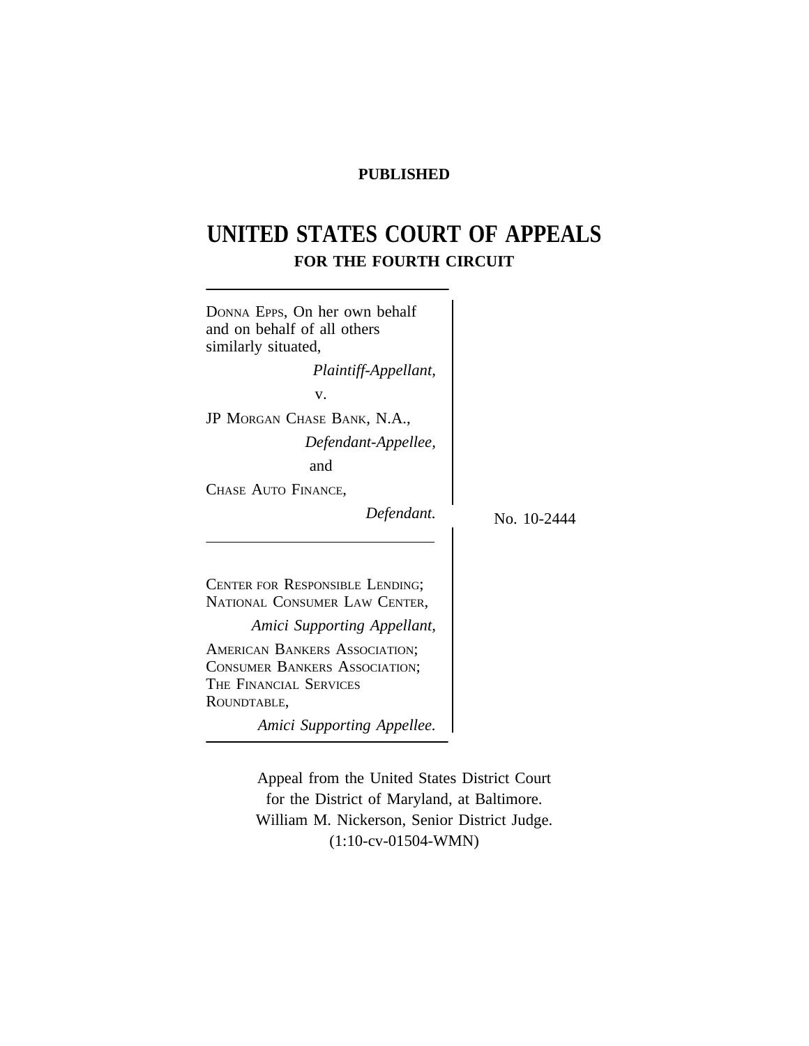**PUBLISHED**

# UNITED STATES COURT OF APPEALS
## FOR THE FOURTH CIRCUIT

DONNA EPPS, On her own behalf and on behalf of all others similarly situated,

*Plaintiff-Appellant,*

v.

JP MORGAN CHASE BANK, N.A.,

*Defendant-Appellee,*

and

CHASE AUTO FINANCE,

*Defendant.*

No. 10-2444

---

CENTER FOR RESPONSIBLE LENDING; NATIONAL CONSUMER LAW CENTER,

*Amici Supporting Appellant,*

AMERICAN BANKERS ASSOCIATION; CONSUMER BANKERS ASSOCIATION; THE FINANCIAL SERVICES ROUNDTABLE,

*Amici Supporting Appellee.*

Appeal from the United States District Court for the District of Maryland, at Baltimore.
William M. Nickerson, Senior District Judge.
(1:10-cv-01504-WMN)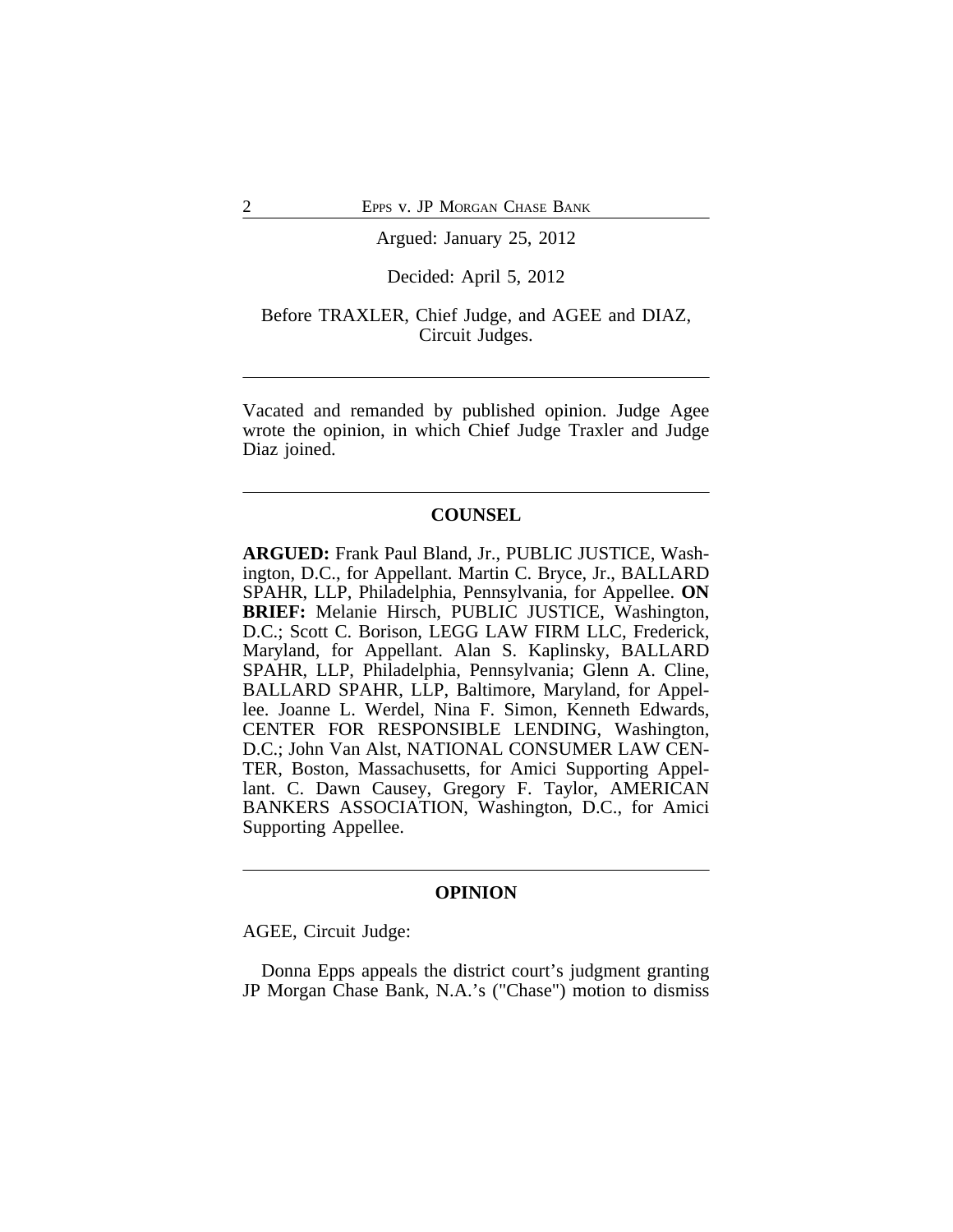Argued: January 25, 2012

Decided: April 5, 2012

Before TRAXLER, Chief Judge, and AGEE and DIAZ, Circuit Judges.

---

Vacated and remanded by published opinion. Judge Agee wrote the opinion, in which Chief Judge Traxler and Judge Diaz joined.

---

## COUNSEL

**ARGUED:** Frank Paul Bland, Jr., PUBLIC JUSTICE, Washington, D.C., for Appellant. Martin C. Bryce, Jr., BALLARD SPAHR, LLP, Philadelphia, Pennsylvania, for Appellee. **ON BRIEF:** Melanie Hirsch, PUBLIC JUSTICE, Washington, D.C.; Scott C. Borison, LEGG LAW FIRM LLC, Frederick, Maryland, for Appellant. Alan S. Kaplinsky, BALLARD SPAHR, LLP, Philadelphia, Pennsylvania; Glenn A. Cline, BALLARD SPAHR, LLP, Baltimore, Maryland, for Appellee. Joanne L. Werdel, Nina F. Simon, Kenneth Edwards, CENTER FOR RESPONSIBLE LENDING, Washington, D.C.; John Van Alst, NATIONAL CONSUMER LAW CENTER, Boston, Massachusetts, for Amici Supporting Appellant. C. Dawn Causey, Gregory F. Taylor, AMERICAN BANKERS ASSOCIATION, Washington, D.C., for Amici Supporting Appellee.

---

## OPINION

AGEE, Circuit Judge:

Donna Epps appeals the district court's judgment granting JP Morgan Chase Bank, N.A.'s ("Chase") motion to dismiss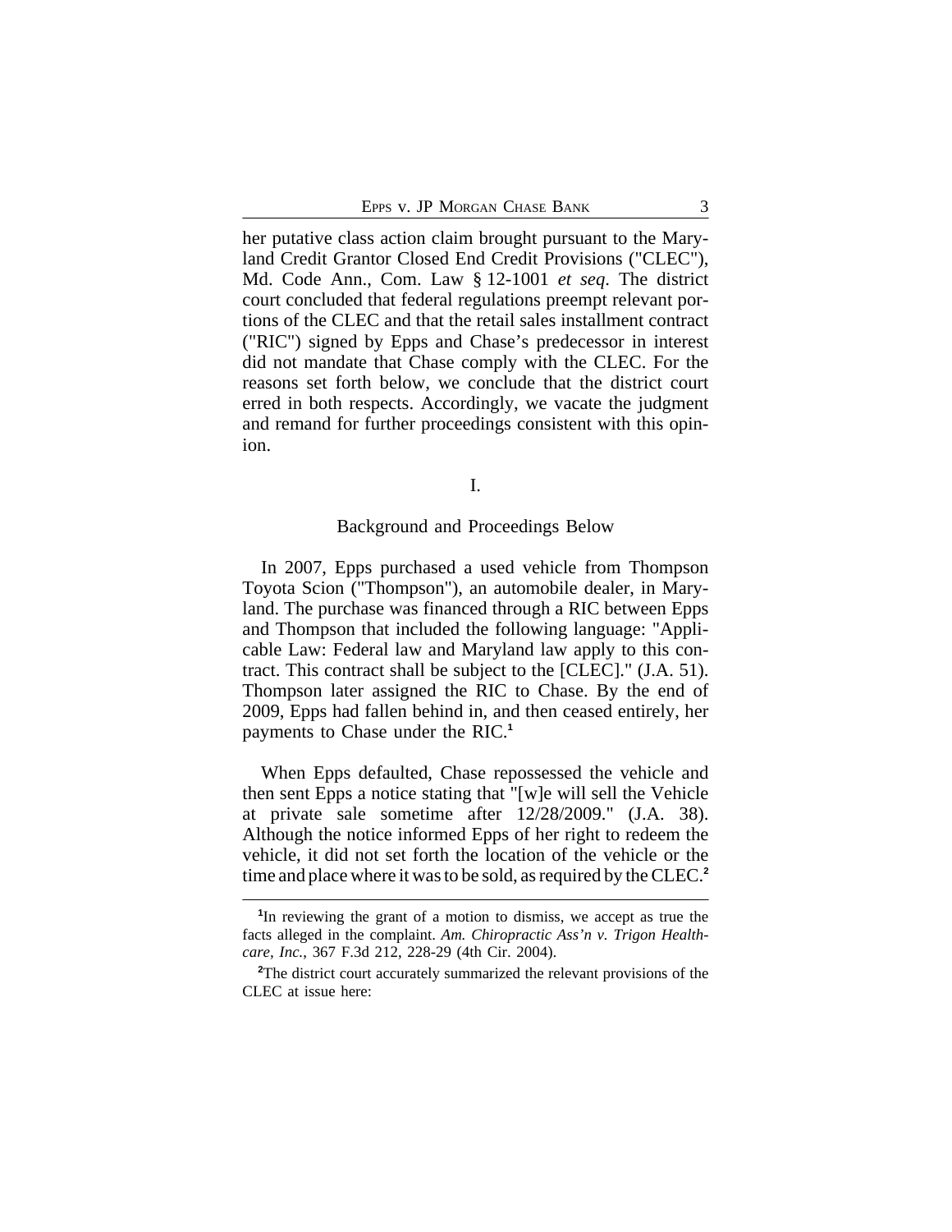her putative class action claim brought pursuant to the Maryland Credit Grantor Closed End Credit Provisions ("CLEC"), Md. Code Ann., Com. Law § 12-1001 *et seq*. The district court concluded that federal regulations preempt relevant portions of the CLEC and that the retail sales installment contract ("RIC") signed by Epps and Chase's predecessor in interest did not mandate that Chase comply with the CLEC. For the reasons set forth below, we conclude that the district court erred in both respects. Accordingly, we vacate the judgment and remand for further proceedings consistent with this opinion.

## I.

### Background and Proceedings Below

In 2007, Epps purchased a used vehicle from Thompson Toyota Scion ("Thompson"), an automobile dealer, in Maryland. The purchase was financed through a RIC between Epps and Thompson that included the following language: "Applicable Law: Federal law and Maryland law apply to this contract. This contract shall be subject to the [CLEC]." (J.A. 51). Thompson later assigned the RIC to Chase. By the end of 2009, Epps had fallen behind in, and then ceased entirely, her payments to Chase under the RIC.[1]

When Epps defaulted, Chase repossessed the vehicle and then sent Epps a notice stating that "[w]e will sell the Vehicle at private sale sometime after 12/28/2009." (J.A. 38). Although the notice informed Epps of her right to redeem the vehicle, it did not set forth the location of the vehicle or the time and place where it was to be sold, as required by the CLEC.[2]

---

[1] In reviewing the grant of a motion to dismiss, we accept as true the facts alleged in the complaint. *Am. Chiropractic Ass'n v. Trigon Healthcare, Inc.*, 367 F.3d 212, 228-29 (4th Cir. 2004).

[2] The district court accurately summarized the relevant provisions of the CLEC at issue here: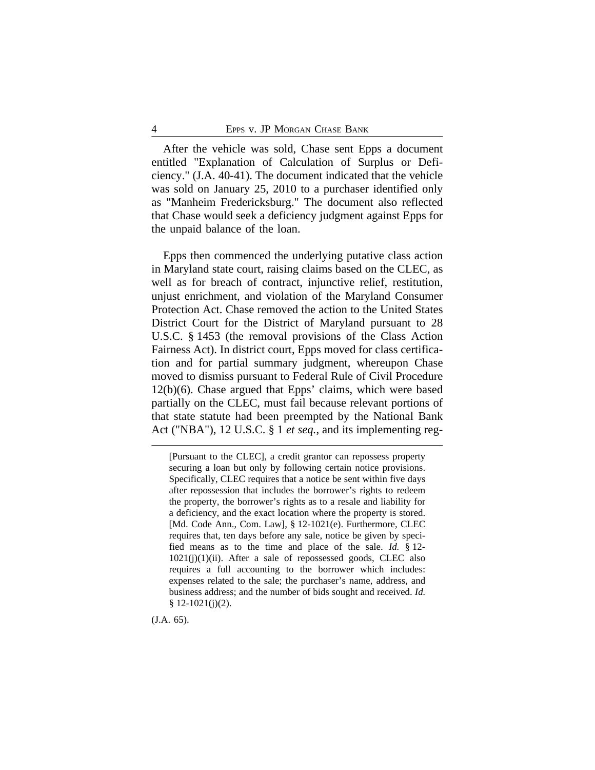After the vehicle was sold, Chase sent Epps a document entitled "Explanation of Calculation of Surplus or Deficiency." (J.A. 40-41). The document indicated that the vehicle was sold on January 25, 2010 to a purchaser identified only as "Manheim Fredericksburg." The document also reflected that Chase would seek a deficiency judgment against Epps for the unpaid balance of the loan.

Epps then commenced the underlying putative class action in Maryland state court, raising claims based on the CLEC, as well as for breach of contract, injunctive relief, restitution, unjust enrichment, and violation of the Maryland Consumer Protection Act. Chase removed the action to the United States District Court for the District of Maryland pursuant to 28 U.S.C. § 1453 (the removal provisions of the Class Action Fairness Act). In district court, Epps moved for class certification and for partial summary judgment, whereupon Chase moved to dismiss pursuant to Federal Rule of Civil Procedure 12(b)(6). Chase argued that Epps' claims, which were based partially on the CLEC, must fail because relevant portions of that state statute had been preempted by the National Bank Act ("NBA"), 12 U.S.C. § 1 *et seq.*, and its implementing reg-

---

> [Pursuant to the CLEC], a credit grantor can repossess property securing a loan but only by following certain notice provisions. Specifically, CLEC requires that a notice be sent within five days after repossession that includes the borrower's rights to redeem the property, the borrower's rights as to a resale and liability for a deficiency, and the exact location where the property is stored. [Md. Code Ann., Com. Law], § 12-1021(e). Furthermore, CLEC requires that, ten days before any sale, notice be given by specified means as to the time and place of the sale. *Id.* § 12-1021(j)(1)(ii). After a sale of repossessed goods, CLEC also requires a full accounting to the borrower which includes: expenses related to the sale; the purchaser's name, address, and business address; and the number of bids sought and received. *Id.* § 12-1021(j)(2).

(J.A. 65).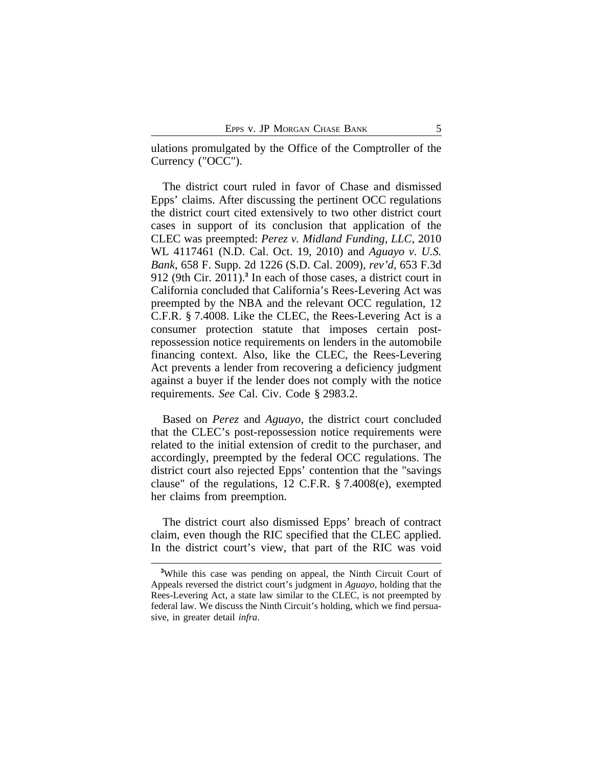ulations promulgated by the Office of the Comptroller of the Currency ("OCC").

The district court ruled in favor of Chase and dismissed Epps' claims. After discussing the pertinent OCC regulations the district court cited extensively to two other district court cases in support of its conclusion that application of the CLEC was preempted: *Perez v. Midland Funding, LLC*, 2010 WL 4117461 (N.D. Cal. Oct. 19, 2010) and *Aguayo v. U.S. Bank*, 658 F. Supp. 2d 1226 (S.D. Cal. 2009), *rev'd*, 653 F.3d 912 (9th Cir. 2011).[3] In each of those cases, a district court in California concluded that California's Rees-Levering Act was preempted by the NBA and the relevant OCC regulation, 12 C.F.R. § 7.4008. Like the CLEC, the Rees-Levering Act is a consumer protection statute that imposes certain post-repossession notice requirements on lenders in the automobile financing context. Also, like the CLEC, the Rees-Levering Act prevents a lender from recovering a deficiency judgment against a buyer if the lender does not comply with the notice requirements. *See* Cal. Civ. Code § 2983.2.

Based on *Perez* and *Aguayo*, the district court concluded that the CLEC's post-repossession notice requirements were related to the initial extension of credit to the purchaser, and accordingly, preempted by the federal OCC regulations. The district court also rejected Epps' contention that the "savings clause" of the regulations, 12 C.F.R. § 7.4008(e), exempted her claims from preemption.

The district court also dismissed Epps' breach of contract claim, even though the RIC specified that the CLEC applied. In the district court's view, that part of the RIC was void

[3]While this case was pending on appeal, the Ninth Circuit Court of Appeals reversed the district court's judgment in *Aguayo*, holding that the Rees-Levering Act, a state law similar to the CLEC, is not preempted by federal law. We discuss the Ninth Circuit's holding, which we find persuasive, in greater detail *infra*.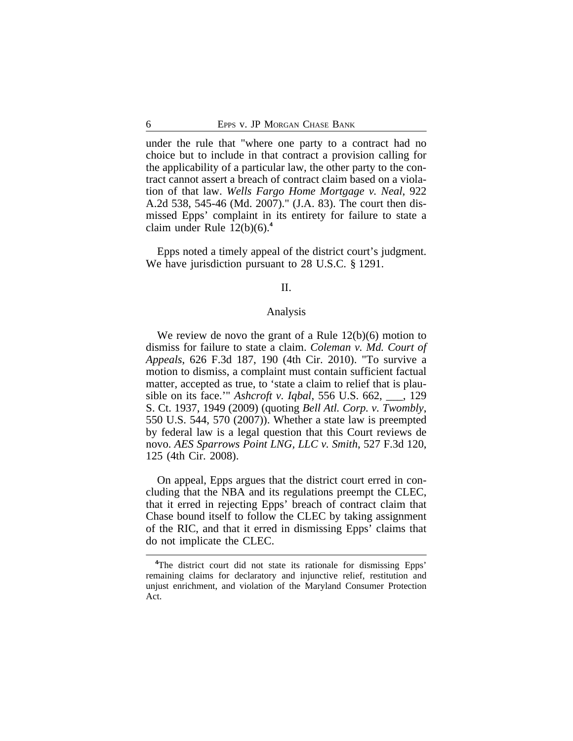under the rule that "where one party to a contract had no choice but to include in that contract a provision calling for the applicability of a particular law, the other party to the contract cannot assert a breach of contract claim based on a violation of that law. *Wells Fargo Home Mortgage v. Neal*, 922 A.2d 538, 545-46 (Md. 2007)." (J.A. 83). The court then dismissed Epps' complaint in its entirety for failure to state a claim under Rule 12(b)(6).[4]

Epps noted a timely appeal of the district court's judgment. We have jurisdiction pursuant to 28 U.S.C. § 1291.

II.

Analysis

We review de novo the grant of a Rule 12(b)(6) motion to dismiss for failure to state a claim. *Coleman v. Md. Court of Appeals*, 626 F.3d 187, 190 (4th Cir. 2010). "To survive a motion to dismiss, a complaint must contain sufficient factual matter, accepted as true, to 'state a claim to relief that is plausible on its face.'" *Ashcroft v. Iqbal*, 556 U.S. 662, ___, 129 S. Ct. 1937, 1949 (2009) (quoting *Bell Atl. Corp. v. Twombly*, 550 U.S. 544, 570 (2007)). Whether a state law is preempted by federal law is a legal question that this Court reviews de novo. *AES Sparrows Point LNG, LLC v. Smith*, 527 F.3d 120, 125 (4th Cir. 2008).

On appeal, Epps argues that the district court erred in concluding that the NBA and its regulations preempt the CLEC, that it erred in rejecting Epps' breach of contract claim that Chase bound itself to follow the CLEC by taking assignment of the RIC, and that it erred in dismissing Epps' claims that do not implicate the CLEC.

[4]The district court did not state its rationale for dismissing Epps' remaining claims for declaratory and injunctive relief, restitution and unjust enrichment, and violation of the Maryland Consumer Protection Act.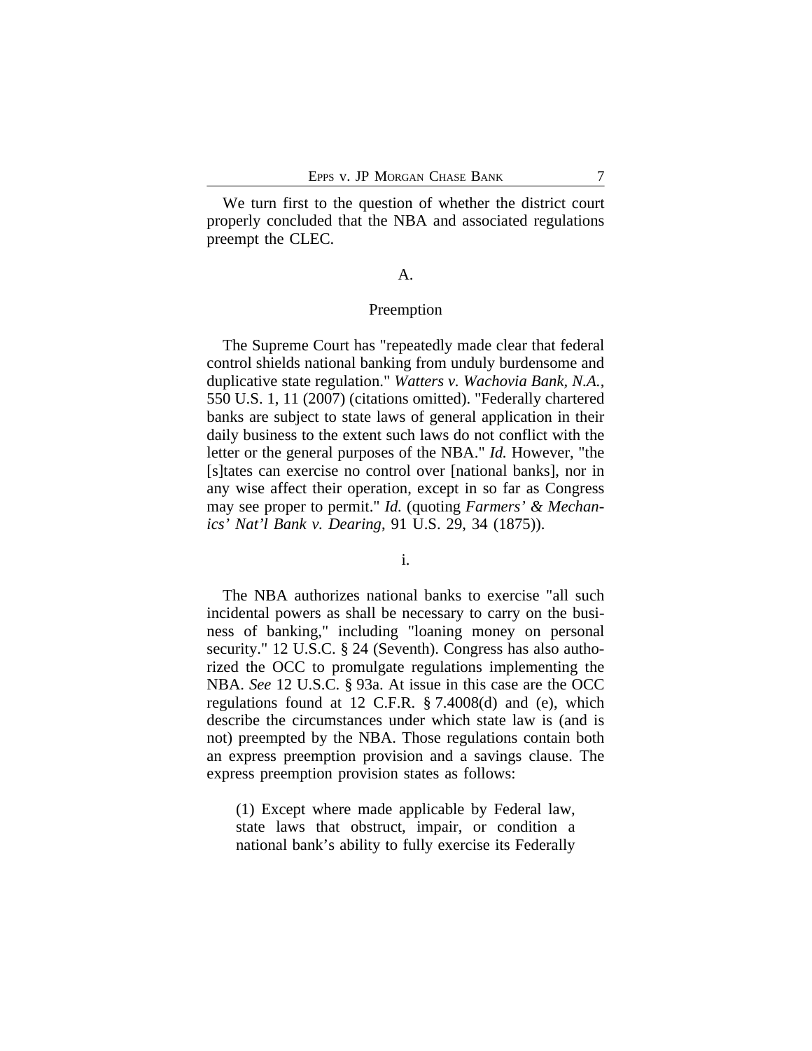We turn first to the question of whether the district court properly concluded that the NBA and associated regulations preempt the CLEC.

### A.

### Preemption

The Supreme Court has "repeatedly made clear that federal control shields national banking from unduly burdensome and duplicative state regulation." *Watters v. Wachovia Bank, N.A.*, 550 U.S. 1, 11 (2007) (citations omitted). "Federally chartered banks are subject to state laws of general application in their daily business to the extent such laws do not conflict with the letter or the general purposes of the NBA." *Id.* However, "the [s]tates can exercise no control over [national banks], nor in any wise affect their operation, except in so far as Congress may see proper to permit." *Id.* (quoting *Farmers' & Mechanics' Nat'l Bank v. Dearing*, 91 U.S. 29, 34 (1875)).

#### i.

The NBA authorizes national banks to exercise "all such incidental powers as shall be necessary to carry on the business of banking," including "loaning money on personal security." 12 U.S.C. § 24 (Seventh). Congress has also authorized the OCC to promulgate regulations implementing the NBA. *See* 12 U.S.C. § 93a. At issue in this case are the OCC regulations found at 12 C.F.R. § 7.4008(d) and (e), which describe the circumstances under which state law is (and is not) preempted by the NBA. Those regulations contain both an express preemption provision and a savings clause. The express preemption provision states as follows:

> (1) Except where made applicable by Federal law, state laws that obstruct, impair, or condition a national bank's ability to fully exercise its Federally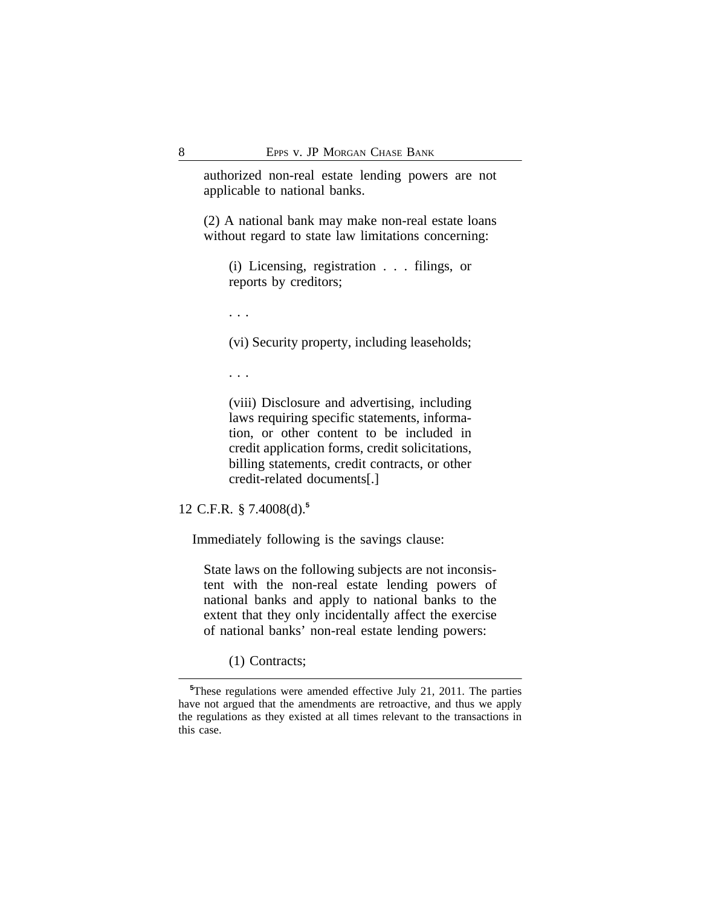> authorized non-real estate lending powers are not applicable to national banks.
>
> (2) A national bank may make non-real estate loans without regard to state law limitations concerning:
>
> > (i) Licensing, registration . . . filings, or reports by creditors;
> >
> > . . .
> >
> > (vi) Security property, including leaseholds;
> >
> > . . .
> >
> > (viii) Disclosure and advertising, including laws requiring specific statements, information, or other content to be included in credit application forms, credit solicitations, billing statements, credit contracts, or other credit-related documents[.]

12 C.F.R. § 7.4008(d).[5]

Immediately following is the savings clause:

> State laws on the following subjects are not inconsistent with the non-real estate lending powers of national banks and apply to national banks to the extent that they only incidentally affect the exercise of national banks' non-real estate lending powers:
>
> > (1) Contracts;

---

[5] These regulations were amended effective July 21, 2011. The parties have not argued that the amendments are retroactive, and thus we apply the regulations as they existed at all times relevant to the transactions in this case.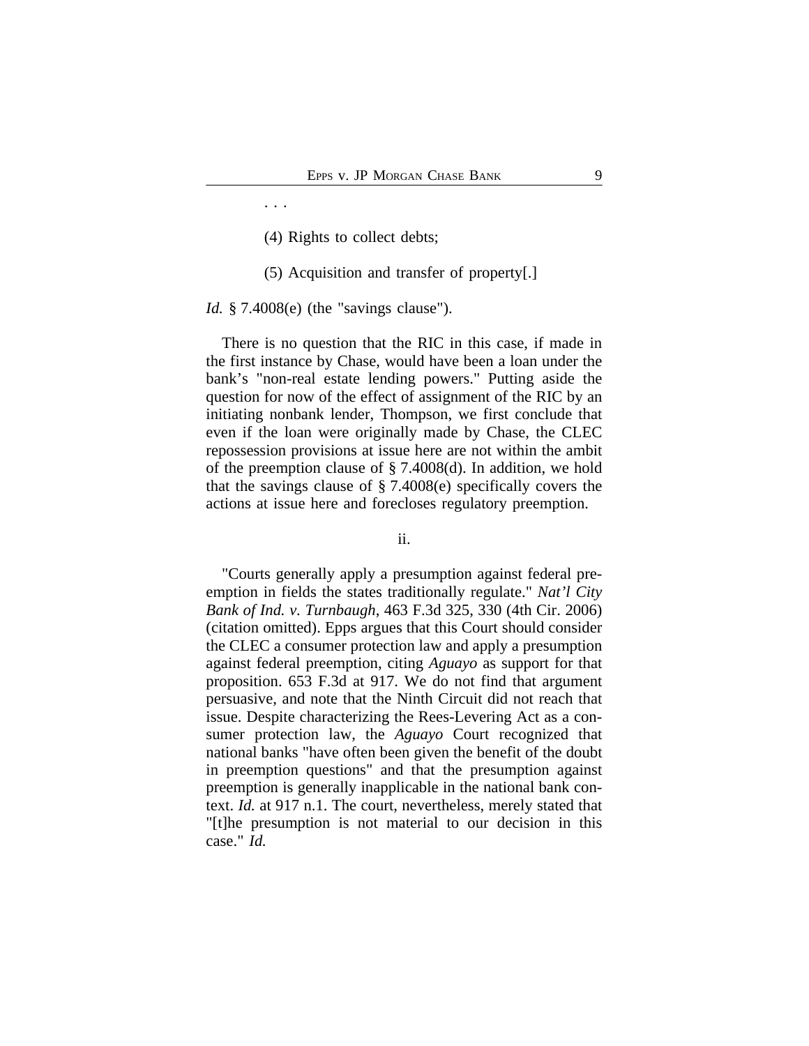. . .

(4) Rights to collect debts;

(5) Acquisition and transfer of property[.]

*Id.* § 7.4008(e) (the "savings clause").

There is no question that the RIC in this case, if made in the first instance by Chase, would have been a loan under the bank's "non-real estate lending powers." Putting aside the question for now of the effect of assignment of the RIC by an initiating nonbank lender, Thompson, we first conclude that even if the loan were originally made by Chase, the CLEC repossession provisions at issue here are not within the ambit of the preemption clause of § 7.4008(d). In addition, we hold that the savings clause of § 7.4008(e) specifically covers the actions at issue here and forecloses regulatory preemption.

ii.

"Courts generally apply a presumption against federal preemption in fields the states traditionally regulate." *Nat'l City Bank of Ind. v. Turnbaugh*, 463 F.3d 325, 330 (4th Cir. 2006) (citation omitted). Epps argues that this Court should consider the CLEC a consumer protection law and apply a presumption against federal preemption, citing *Aguayo* as support for that proposition. 653 F.3d at 917. We do not find that argument persuasive, and note that the Ninth Circuit did not reach that issue. Despite characterizing the Rees-Levering Act as a consumer protection law, the *Aguayo* Court recognized that national banks "have often been given the benefit of the doubt in preemption questions" and that the presumption against preemption is generally inapplicable in the national bank context. *Id.* at 917 n.1. The court, nevertheless, merely stated that "[t]he presumption is not material to our decision in this case." *Id.*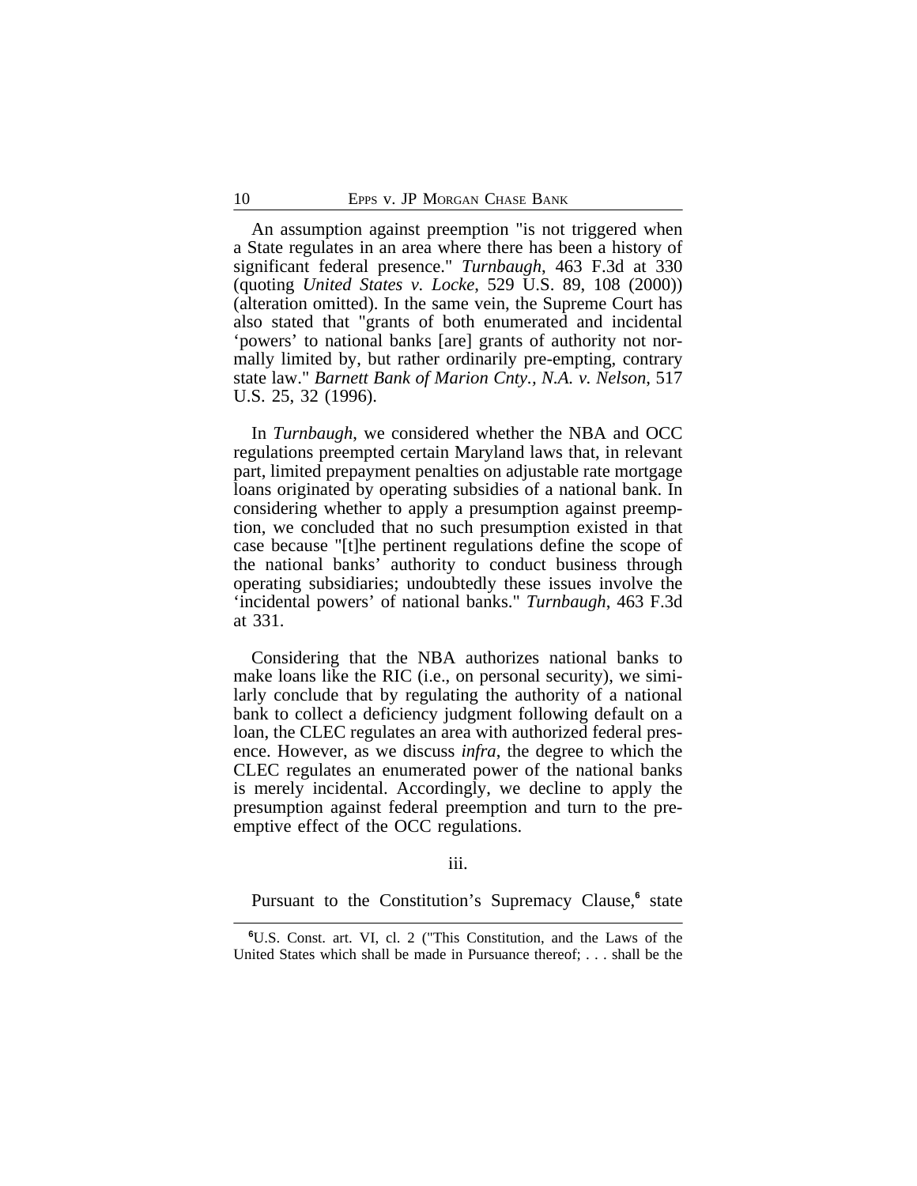An assumption against preemption "is not triggered when a State regulates in an area where there has been a history of significant federal presence." *Turnbaugh*, 463 F.3d at 330 (quoting *United States v. Locke*, 529 U.S. 89, 108 (2000)) (alteration omitted). In the same vein, the Supreme Court has also stated that "grants of both enumerated and incidental 'powers' to national banks [are] grants of authority not normally limited by, but rather ordinarily pre-empting, contrary state law." *Barnett Bank of Marion Cnty., N.A. v. Nelson*, 517 U.S. 25, 32 (1996).

In *Turnbaugh*, we considered whether the NBA and OCC regulations preempted certain Maryland laws that, in relevant part, limited prepayment penalties on adjustable rate mortgage loans originated by operating subsidies of a national bank. In considering whether to apply a presumption against preemption, we concluded that no such presumption existed in that case because "[t]he pertinent regulations define the scope of the national banks' authority to conduct business through operating subsidiaries; undoubtedly these issues involve the 'incidental powers' of national banks." *Turnbaugh*, 463 F.3d at 331.

Considering that the NBA authorizes national banks to make loans like the RIC (i.e., on personal security), we similarly conclude that by regulating the authority of a national bank to collect a deficiency judgment following default on a loan, the CLEC regulates an area with authorized federal presence. However, as we discuss *infra*, the degree to which the CLEC regulates an enumerated power of the national banks is merely incidental. Accordingly, we decline to apply the presumption against federal preemption and turn to the preemptive effect of the OCC regulations.

iii.

Pursuant to the Constitution's Supremacy Clause,[6] state

---

[6]U.S. Const. art. VI, cl. 2 ("This Constitution, and the Laws of the United States which shall be made in Pursuance thereof; . . . shall be the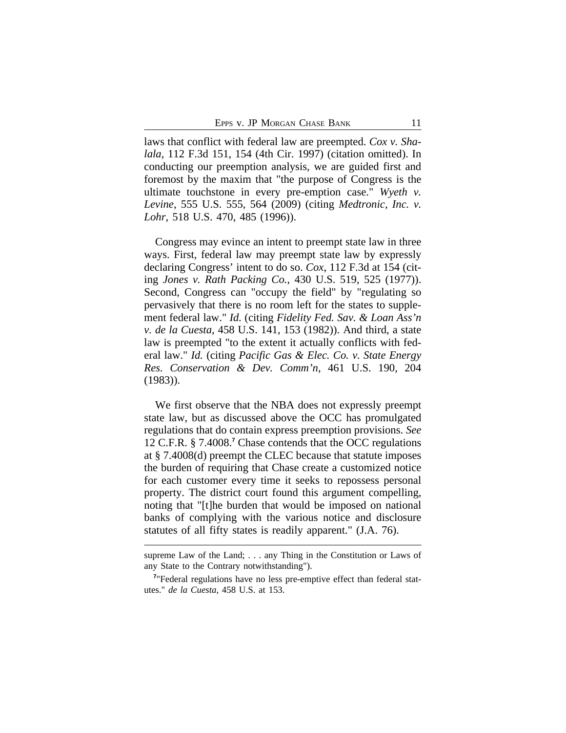laws that conflict with federal law are preempted. *Cox v. Shalala*, 112 F.3d 151, 154 (4th Cir. 1997) (citation omitted). In conducting our preemption analysis, we are guided first and foremost by the maxim that "the purpose of Congress is the ultimate touchstone in every pre-emption case." *Wyeth v. Levine*, 555 U.S. 555, 564 (2009) (citing *Medtronic, Inc. v. Lohr*, 518 U.S. 470, 485 (1996)).

Congress may evince an intent to preempt state law in three ways. First, federal law may preempt state law by expressly declaring Congress' intent to do so. *Cox*, 112 F.3d at 154 (citing *Jones v. Rath Packing Co.*, 430 U.S. 519, 525 (1977)). Second, Congress can "occupy the field" by "regulating so pervasively that there is no room left for the states to supplement federal law." *Id.* (citing *Fidelity Fed. Sav. & Loan Ass'n v. de la Cuesta*, 458 U.S. 141, 153 (1982)). And third, a state law is preempted "to the extent it actually conflicts with federal law." *Id.* (citing *Pacific Gas & Elec. Co. v. State Energy Res. Conservation & Dev. Comm'n*, 461 U.S. 190, 204 (1983)).

We first observe that the NBA does not expressly preempt state law, but as discussed above the OCC has promulgated regulations that do contain express preemption provisions. *See* 12 C.F.R. § 7.4008.[7] Chase contends that the OCC regulations at § 7.4008(d) preempt the CLEC because that statute imposes the burden of requiring that Chase create a customized notice for each customer every time it seeks to repossess personal property. The district court found this argument compelling, noting that "[t]he burden that would be imposed on national banks of complying with the various notice and disclosure statutes of all fifty states is readily apparent." (J.A. 76).

---

supreme Law of the Land; . . . any Thing in the Constitution or Laws of any State to the Contrary notwithstanding").

[7]"Federal regulations have no less pre-emptive effect than federal statutes." *de la Cuesta*, 458 U.S. at 153.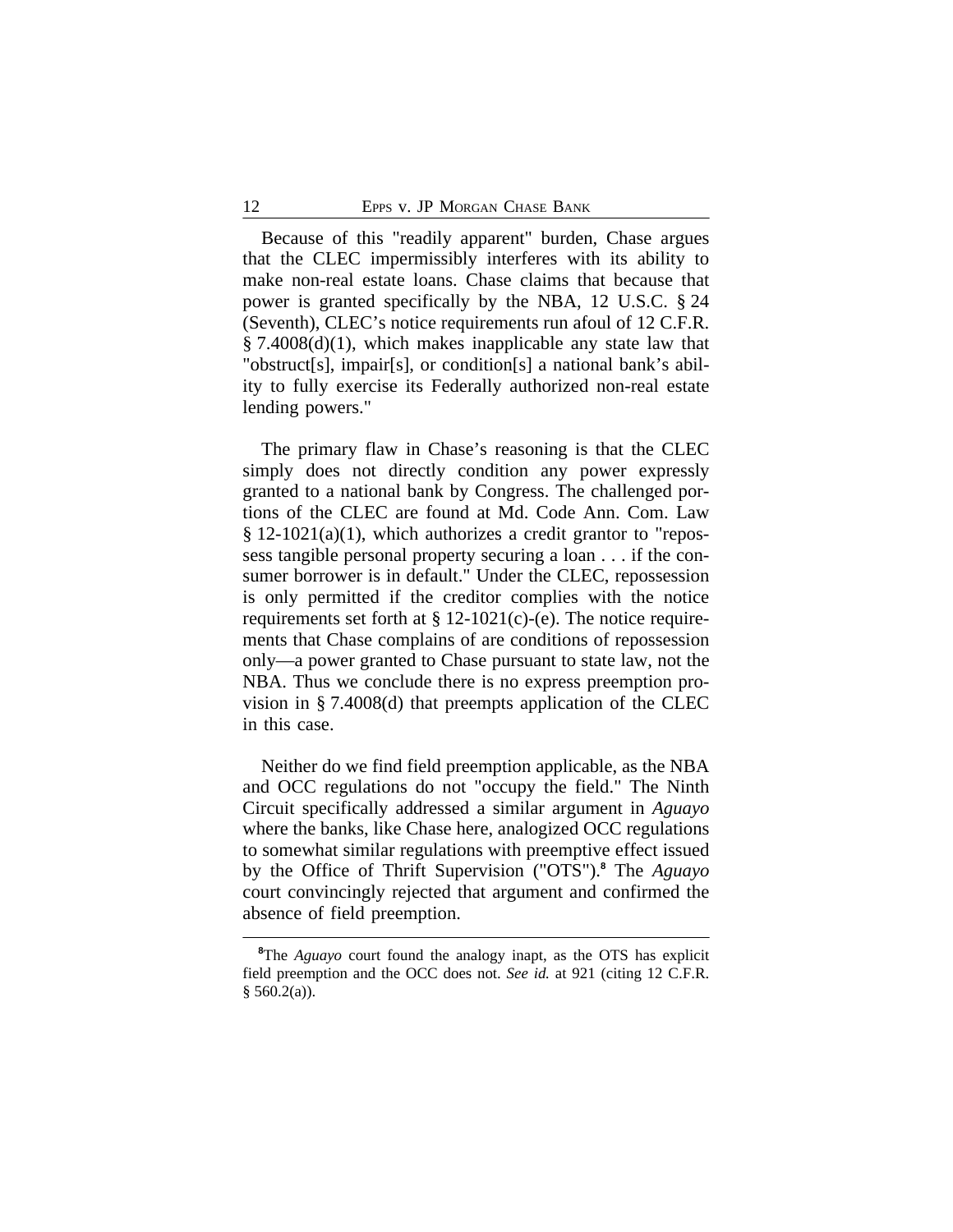Because of this "readily apparent" burden, Chase argues that the CLEC impermissibly interferes with its ability to make non-real estate loans. Chase claims that because that power is granted specifically by the NBA, 12 U.S.C. § 24 (Seventh), CLEC's notice requirements run afoul of 12 C.F.R. § 7.4008(d)(1), which makes inapplicable any state law that "obstruct[s], impair[s], or condition[s] a national bank's ability to fully exercise its Federally authorized non-real estate lending powers."

The primary flaw in Chase's reasoning is that the CLEC simply does not directly condition any power expressly granted to a national bank by Congress. The challenged portions of the CLEC are found at Md. Code Ann. Com. Law § 12-1021(a)(1), which authorizes a credit grantor to "repossess tangible personal property securing a loan . . . if the consumer borrower is in default." Under the CLEC, repossession is only permitted if the creditor complies with the notice requirements set forth at § 12-1021(c)-(e). The notice requirements that Chase complains of are conditions of repossession only—a power granted to Chase pursuant to state law, not the NBA. Thus we conclude there is no express preemption provision in § 7.4008(d) that preempts application of the CLEC in this case.

Neither do we find field preemption applicable, as the NBA and OCC regulations do not "occupy the field." The Ninth Circuit specifically addressed a similar argument in *Aguayo* where the banks, like Chase here, analogized OCC regulations to somewhat similar regulations with preemptive effect issued by the Office of Thrift Supervision ("OTS").[8] The *Aguayo* court convincingly rejected that argument and confirmed the absence of field preemption.

[8]The *Aguayo* court found the analogy inapt, as the OTS has explicit field preemption and the OCC does not. *See id.* at 921 (citing 12 C.F.R. § 560.2(a)).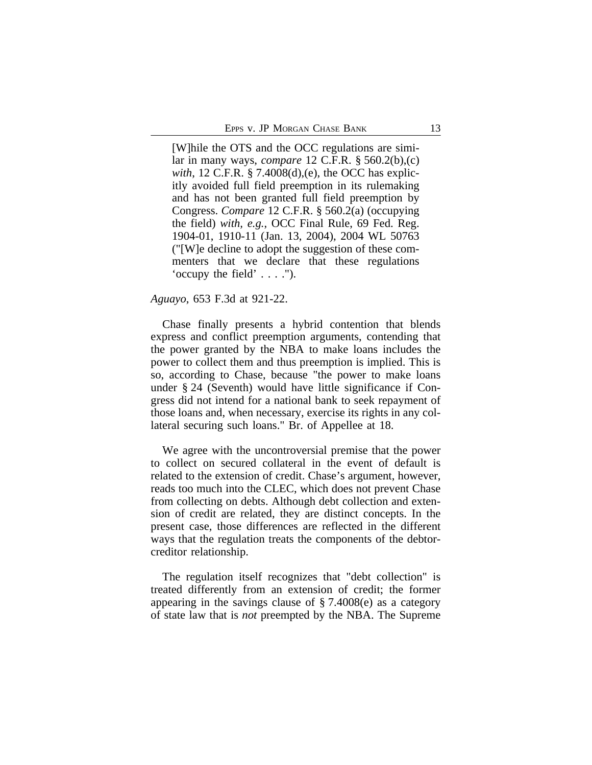> [W]hile the OTS and the OCC regulations are similar in many ways, *compare* 12 C.F.R. § 560.2(b),(c) *with*, 12 C.F.R. § 7.4008(d),(e), the OCC has explicitly avoided full field preemption in its rulemaking and has not been granted full field preemption by Congress. *Compare* 12 C.F.R. § 560.2(a) (occupying the field) *with, e.g.*, OCC Final Rule, 69 Fed. Reg. 1904-01, 1910-11 (Jan. 13, 2004), 2004 WL 50763 ("[W]e decline to adopt the suggestion of these commenters that we declare that these regulations 'occupy the field' . . . .").

*Aguayo*, 653 F.3d at 921-22.

Chase finally presents a hybrid contention that blends express and conflict preemption arguments, contending that the power granted by the NBA to make loans includes the power to collect them and thus preemption is implied. This is so, according to Chase, because "the power to make loans under § 24 (Seventh) would have little significance if Congress did not intend for a national bank to seek repayment of those loans and, when necessary, exercise its rights in any collateral securing such loans." Br. of Appellee at 18.

We agree with the uncontroversial premise that the power to collect on secured collateral in the event of default is related to the extension of credit. Chase's argument, however, reads too much into the CLEC, which does not prevent Chase from collecting on debts. Although debt collection and extension of credit are related, they are distinct concepts. In the present case, those differences are reflected in the different ways that the regulation treats the components of the debtor-creditor relationship.

The regulation itself recognizes that "debt collection" is treated differently from an extension of credit; the former appearing in the savings clause of § 7.4008(e) as a category of state law that is *not* preempted by the NBA. The Supreme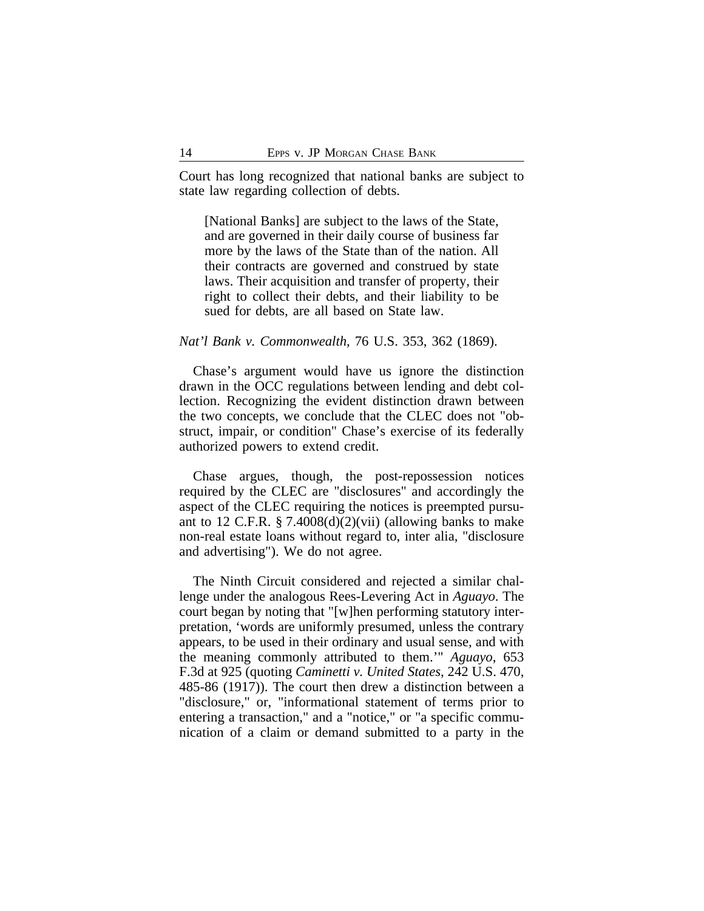Court has long recognized that national banks are subject to state law regarding collection of debts.

> [National Banks] are subject to the laws of the State, and are governed in their daily course of business far more by the laws of the State than of the nation. All their contracts are governed and construed by state laws. Their acquisition and transfer of property, their right to collect their debts, and their liability to be sued for debts, are all based on State law.

*Nat'l Bank v. Commonwealth*, 76 U.S. 353, 362 (1869).

Chase's argument would have us ignore the distinction drawn in the OCC regulations between lending and debt collection. Recognizing the evident distinction drawn between the two concepts, we conclude that the CLEC does not "obstruct, impair, or condition" Chase's exercise of its federally authorized powers to extend credit.

Chase argues, though, the post-repossession notices required by the CLEC are "disclosures" and accordingly the aspect of the CLEC requiring the notices is preempted pursuant to 12 C.F.R. § 7.4008(d)(2)(vii) (allowing banks to make non-real estate loans without regard to, inter alia, "disclosure and advertising"). We do not agree.

The Ninth Circuit considered and rejected a similar challenge under the analogous Rees-Levering Act in *Aguayo*. The court began by noting that "[w]hen performing statutory interpretation, 'words are uniformly presumed, unless the contrary appears, to be used in their ordinary and usual sense, and with the meaning commonly attributed to them.'" *Aguayo*, 653 F.3d at 925 (quoting *Caminetti v. United States*, 242 U.S. 470, 485-86 (1917)). The court then drew a distinction between a "disclosure," or, "informational statement of terms prior to entering a transaction," and a "notice," or "a specific communication of a claim or demand submitted to a party in the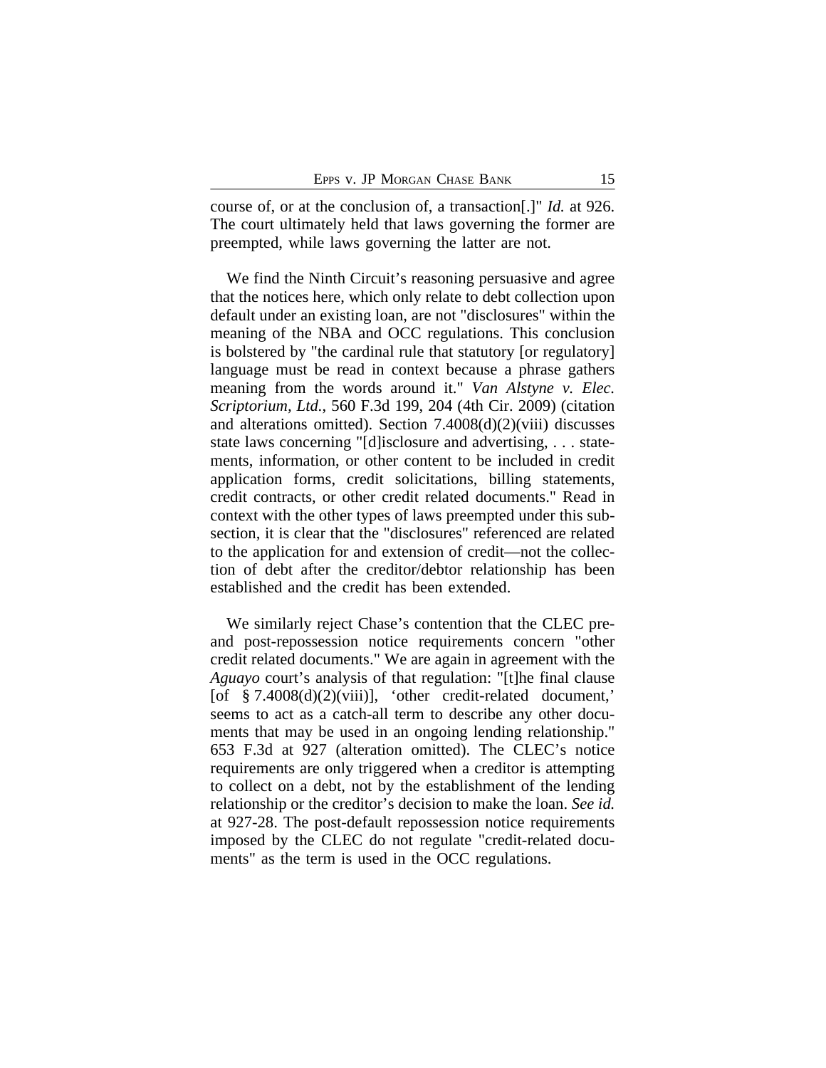course of, or at the conclusion of, a transaction[.]" *Id.* at 926. The court ultimately held that laws governing the former are preempted, while laws governing the latter are not.

We find the Ninth Circuit's reasoning persuasive and agree that the notices here, which only relate to debt collection upon default under an existing loan, are not "disclosures" within the meaning of the NBA and OCC regulations. This conclusion is bolstered by "the cardinal rule that statutory [or regulatory] language must be read in context because a phrase gathers meaning from the words around it." *Van Alstyne v. Elec. Scriptorium, Ltd.*, 560 F.3d 199, 204 (4th Cir. 2009) (citation and alterations omitted). Section 7.4008(d)(2)(viii) discusses state laws concerning "[d]isclosure and advertising, . . . statements, information, or other content to be included in credit application forms, credit solicitations, billing statements, credit contracts, or other credit related documents." Read in context with the other types of laws preempted under this subsection, it is clear that the "disclosures" referenced are related to the application for and extension of credit—not the collection of debt after the creditor/debtor relationship has been established and the credit has been extended.

We similarly reject Chase's contention that the CLEC pre- and post-repossession notice requirements concern "other credit related documents." We are again in agreement with the *Aguayo* court's analysis of that regulation: "[t]he final clause [of § 7.4008(d)(2)(viii)], 'other credit-related document,' seems to act as a catch-all term to describe any other documents that may be used in an ongoing lending relationship." 653 F.3d at 927 (alteration omitted). The CLEC's notice requirements are only triggered when a creditor is attempting to collect on a debt, not by the establishment of the lending relationship or the creditor's decision to make the loan. *See id.* at 927-28. The post-default repossession notice requirements imposed by the CLEC do not regulate "credit-related documents" as the term is used in the OCC regulations.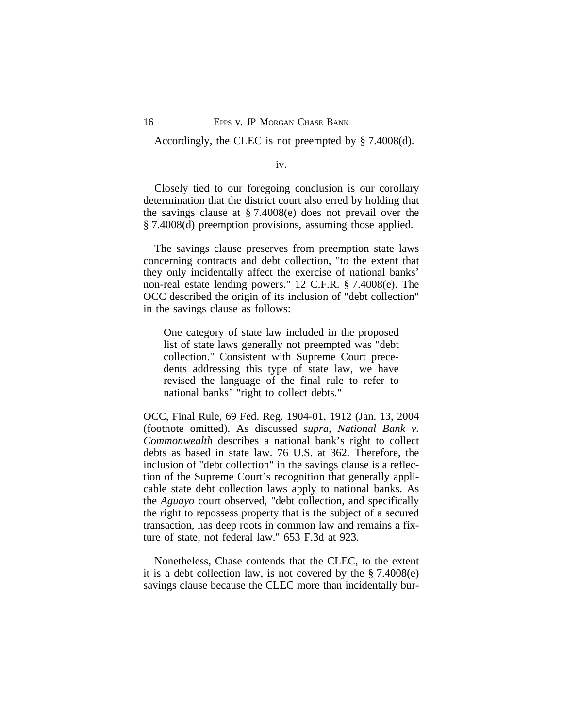Accordingly, the CLEC is not preempted by § 7.4008(d).

iv.

Closely tied to our foregoing conclusion is our corollary determination that the district court also erred by holding that the savings clause at § 7.4008(e) does not prevail over the § 7.4008(d) preemption provisions, assuming those applied.

The savings clause preserves from preemption state laws concerning contracts and debt collection, "to the extent that they only incidentally affect the exercise of national banks' non-real estate lending powers." 12 C.F.R. § 7.4008(e). The OCC described the origin of its inclusion of "debt collection" in the savings clause as follows:

> One category of state law included in the proposed list of state laws generally not preempted was "debt collection." Consistent with Supreme Court precedents addressing this type of state law, we have revised the language of the final rule to refer to national banks' "right to collect debts."

OCC, Final Rule, 69 Fed. Reg. 1904-01, 1912 (Jan. 13, 2004) (footnote omitted). As discussed *supra*, *National Bank v. Commonwealth* describes a national bank's right to collect debts as based in state law. 76 U.S. at 362. Therefore, the inclusion of "debt collection" in the savings clause is a reflection of the Supreme Court's recognition that generally applicable state debt collection laws apply to national banks. As the *Aguayo* court observed, "debt collection, and specifically the right to repossess property that is the subject of a secured transaction, has deep roots in common law and remains a fixture of state, not federal law." 653 F.3d at 923.

Nonetheless, Chase contends that the CLEC, to the extent it is a debt collection law, is not covered by the § 7.4008(e) savings clause because the CLEC more than incidentally bur-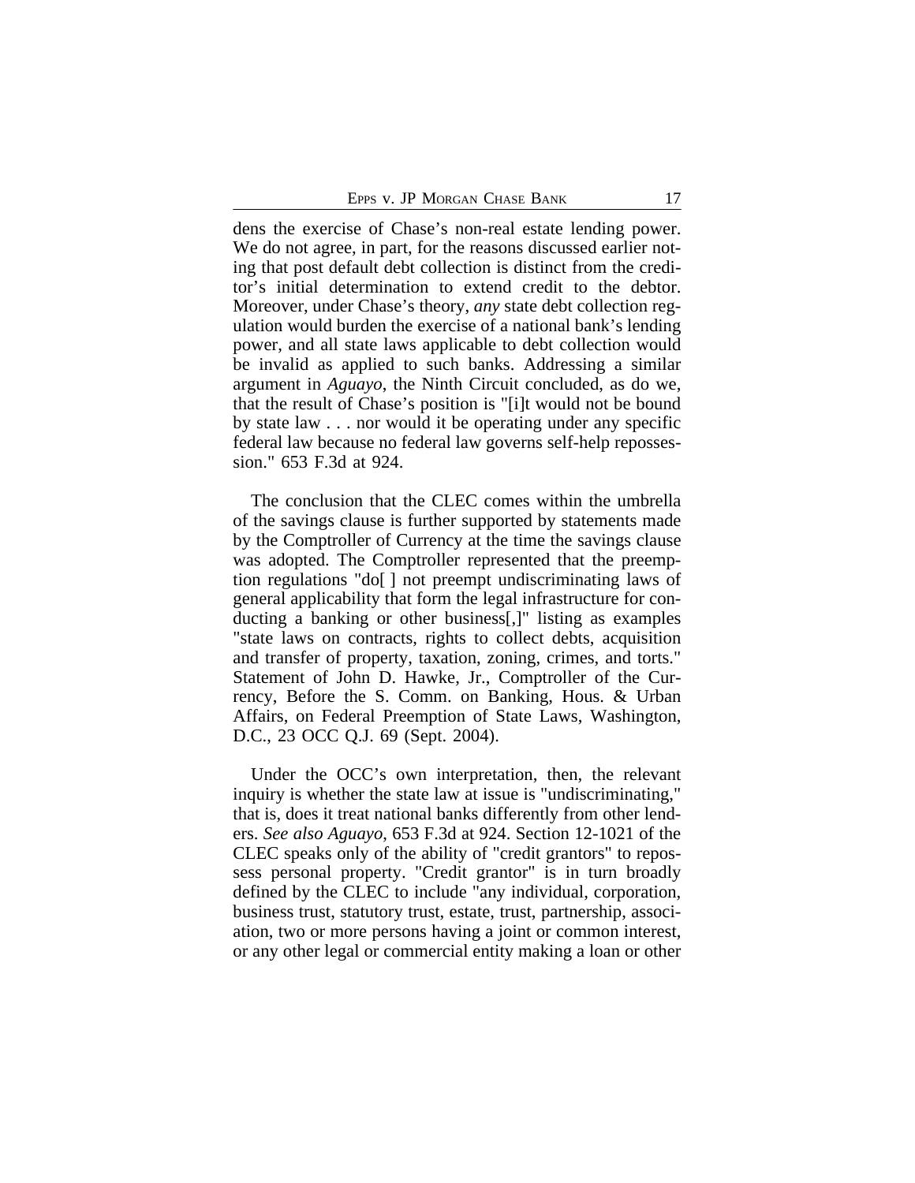dens the exercise of Chase's non-real estate lending power. We do not agree, in part, for the reasons discussed earlier noting that post default debt collection is distinct from the creditor's initial determination to extend credit to the debtor. Moreover, under Chase's theory, *any* state debt collection regulation would burden the exercise of a national bank's lending power, and all state laws applicable to debt collection would be invalid as applied to such banks. Addressing a similar argument in *Aguayo*, the Ninth Circuit concluded, as do we, that the result of Chase's position is "[i]t would not be bound by state law . . . nor would it be operating under any specific federal law because no federal law governs self-help repossession." 653 F.3d at 924.

The conclusion that the CLEC comes within the umbrella of the savings clause is further supported by statements made by the Comptroller of Currency at the time the savings clause was adopted. The Comptroller represented that the preemption regulations "do[ ] not preempt undiscriminating laws of general applicability that form the legal infrastructure for conducting a banking or other business[,]" listing as examples "state laws on contracts, rights to collect debts, acquisition and transfer of property, taxation, zoning, crimes, and torts." Statement of John D. Hawke, Jr., Comptroller of the Currency, Before the S. Comm. on Banking, Hous. & Urban Affairs, on Federal Preemption of State Laws, Washington, D.C., 23 OCC Q.J. 69 (Sept. 2004).

Under the OCC's own interpretation, then, the relevant inquiry is whether the state law at issue is "undiscriminating," that is, does it treat national banks differently from other lenders. *See also Aguayo*, 653 F.3d at 924. Section 12-1021 of the CLEC speaks only of the ability of "credit grantors" to repossess personal property. "Credit grantor" is in turn broadly defined by the CLEC to include "any individual, corporation, business trust, statutory trust, estate, trust, partnership, association, two or more persons having a joint or common interest, or any other legal or commercial entity making a loan or other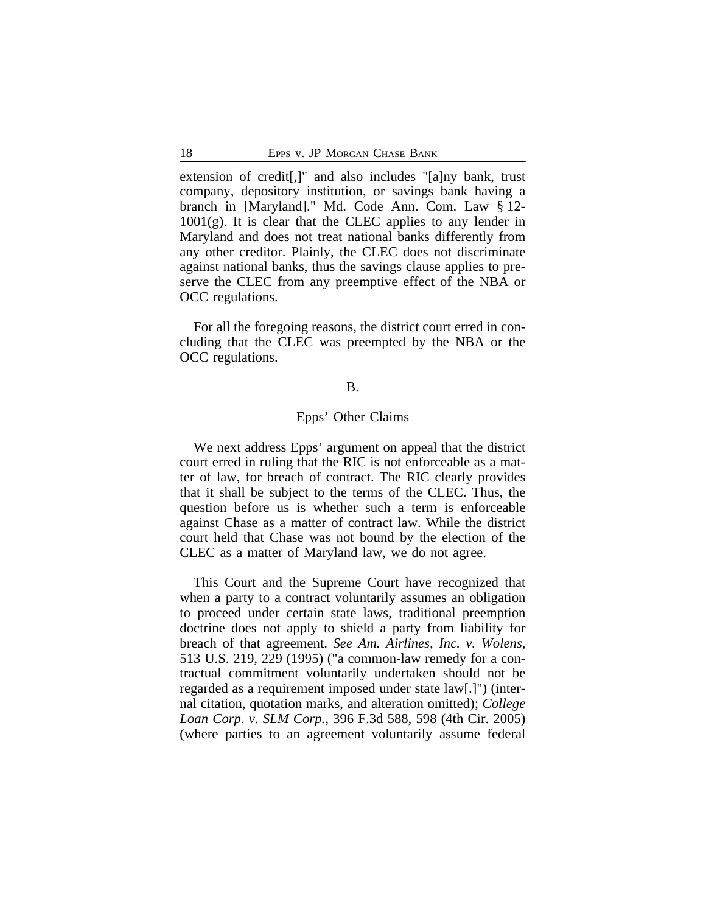extension of credit[,]" and also includes "[a]ny bank, trust company, depository institution, or savings bank having a branch in [Maryland]." Md. Code Ann. Com. Law § 12-1001(g). It is clear that the CLEC applies to any lender in Maryland and does not treat national banks differently from any other creditor. Plainly, the CLEC does not discriminate against national banks, thus the savings clause applies to preserve the CLEC from any preemptive effect of the NBA or OCC regulations.

For all the foregoing reasons, the district court erred in concluding that the CLEC was preempted by the NBA or the OCC regulations.

## B.

### Epps' Other Claims

We next address Epps' argument on appeal that the district court erred in ruling that the RIC is not enforceable as a matter of law, for breach of contract. The RIC clearly provides that it shall be subject to the terms of the CLEC. Thus, the question before us is whether such a term is enforceable against Chase as a matter of contract law. While the district court held that Chase was not bound by the election of the CLEC as a matter of Maryland law, we do not agree.

This Court and the Supreme Court have recognized that when a party to a contract voluntarily assumes an obligation to proceed under certain state laws, traditional preemption doctrine does not apply to shield a party from liability for breach of that agreement. *See Am. Airlines, Inc. v. Wolens*, 513 U.S. 219, 229 (1995) ("a common-law remedy for a contractual commitment voluntarily undertaken should not be regarded as a requirement imposed under state law[.]") (internal citation, quotation marks, and alteration omitted); *College Loan Corp. v. SLM Corp.*, 396 F.3d 588, 598 (4th Cir. 2005) (where parties to an agreement voluntarily assume federal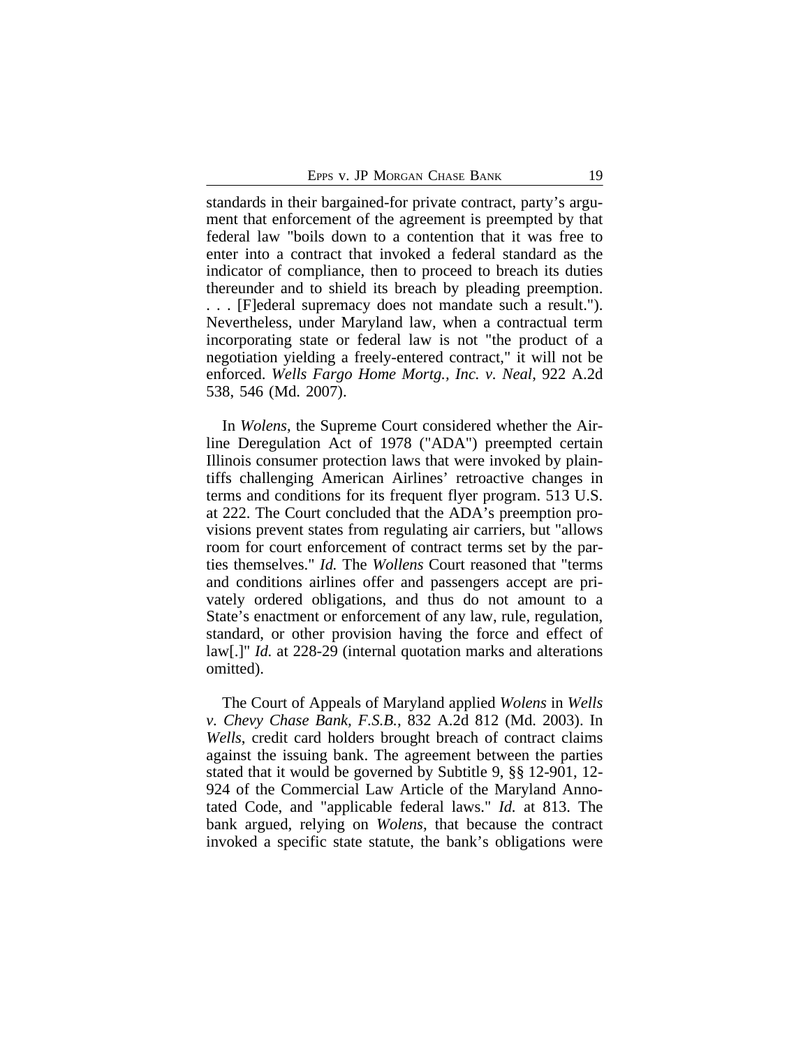standards in their bargained-for private contract, party's argument that enforcement of the agreement is preempted by that federal law "boils down to a contention that it was free to enter into a contract that invoked a federal standard as the indicator of compliance, then to proceed to breach its duties thereunder and to shield its breach by pleading preemption. . . . [F]ederal supremacy does not mandate such a result."). Nevertheless, under Maryland law, when a contractual term incorporating state or federal law is not "the product of a negotiation yielding a freely-entered contract," it will not be enforced. *Wells Fargo Home Mortg., Inc. v. Neal*, 922 A.2d 538, 546 (Md. 2007).

In *Wolens*, the Supreme Court considered whether the Airline Deregulation Act of 1978 ("ADA") preempted certain Illinois consumer protection laws that were invoked by plaintiffs challenging American Airlines' retroactive changes in terms and conditions for its frequent flyer program. 513 U.S. at 222. The Court concluded that the ADA's preemption provisions prevent states from regulating air carriers, but "allows room for court enforcement of contract terms set by the parties themselves." *Id.* The *Wollens* Court reasoned that "terms and conditions airlines offer and passengers accept are privately ordered obligations, and thus do not amount to a State's enactment or enforcement of any law, rule, regulation, standard, or other provision having the force and effect of law[.]" *Id.* at 228-29 (internal quotation marks and alterations omitted).

The Court of Appeals of Maryland applied *Wolens* in *Wells v. Chevy Chase Bank, F.S.B.*, 832 A.2d 812 (Md. 2003). In *Wells*, credit card holders brought breach of contract claims against the issuing bank. The agreement between the parties stated that it would be governed by Subtitle 9, §§ 12-901, 12-924 of the Commercial Law Article of the Maryland Annotated Code, and "applicable federal laws." *Id.* at 813. The bank argued, relying on *Wolens*, that because the contract invoked a specific state statute, the bank's obligations were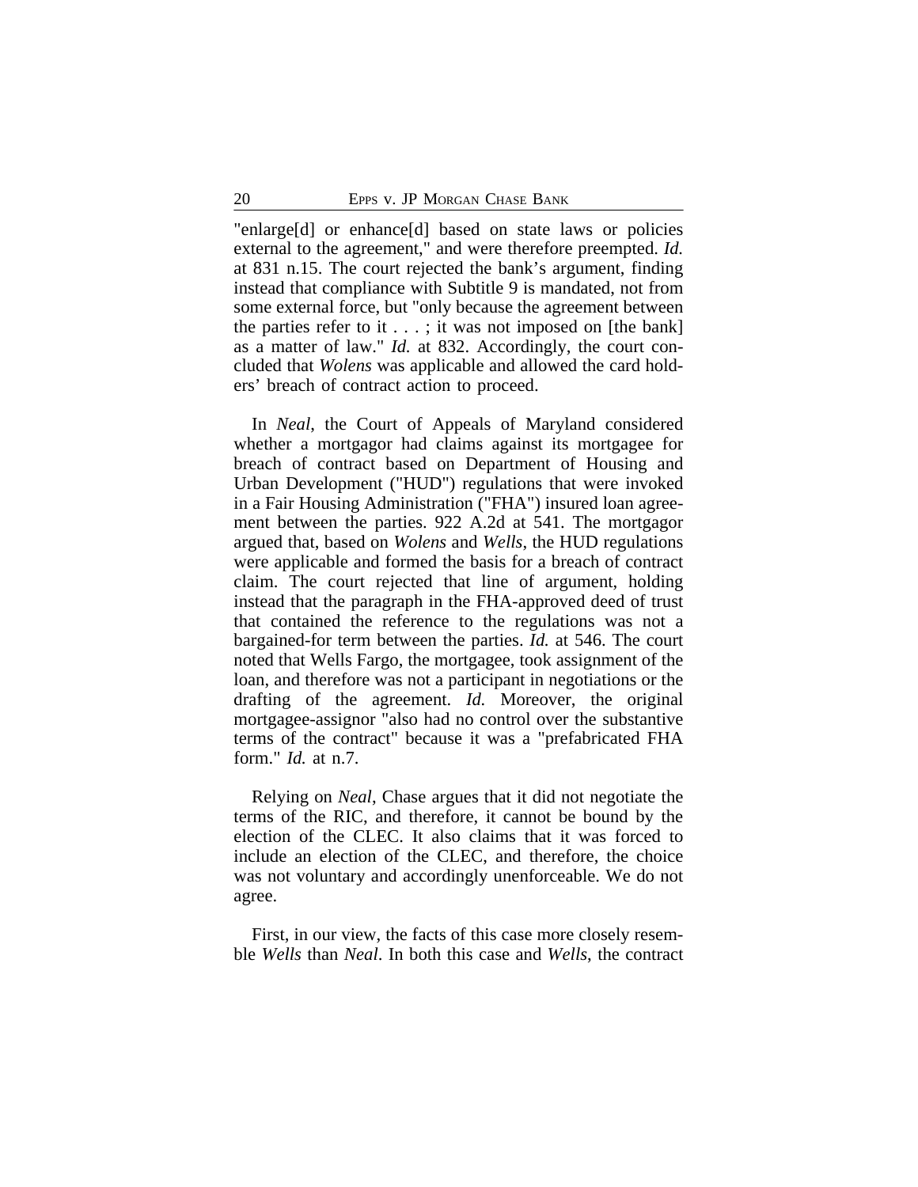"enlarge[d] or enhance[d] based on state laws or policies external to the agreement," and were therefore preempted. *Id.* at 831 n.15. The court rejected the bank's argument, finding instead that compliance with Subtitle 9 is mandated, not from some external force, but "only because the agreement between the parties refer to it . . . ; it was not imposed on [the bank] as a matter of law." *Id.* at 832. Accordingly, the court concluded that *Wolens* was applicable and allowed the card holders' breach of contract action to proceed.

In *Neal*, the Court of Appeals of Maryland considered whether a mortgagor had claims against its mortgagee for breach of contract based on Department of Housing and Urban Development ("HUD") regulations that were invoked in a Fair Housing Administration ("FHA") insured loan agreement between the parties. 922 A.2d at 541. The mortgagor argued that, based on *Wolens* and *Wells*, the HUD regulations were applicable and formed the basis for a breach of contract claim. The court rejected that line of argument, holding instead that the paragraph in the FHA-approved deed of trust that contained the reference to the regulations was not a bargained-for term between the parties. *Id.* at 546. The court noted that Wells Fargo, the mortgagee, took assignment of the loan, and therefore was not a participant in negotiations or the drafting of the agreement. *Id.* Moreover, the original mortgagee-assignor "also had no control over the substantive terms of the contract" because it was a "prefabricated FHA form." *Id.* at n.7.

Relying on *Neal*, Chase argues that it did not negotiate the terms of the RIC, and therefore, it cannot be bound by the election of the CLEC. It also claims that it was forced to include an election of the CLEC, and therefore, the choice was not voluntary and accordingly unenforceable. We do not agree.

First, in our view, the facts of this case more closely resemble *Wells* than *Neal*. In both this case and *Wells*, the contract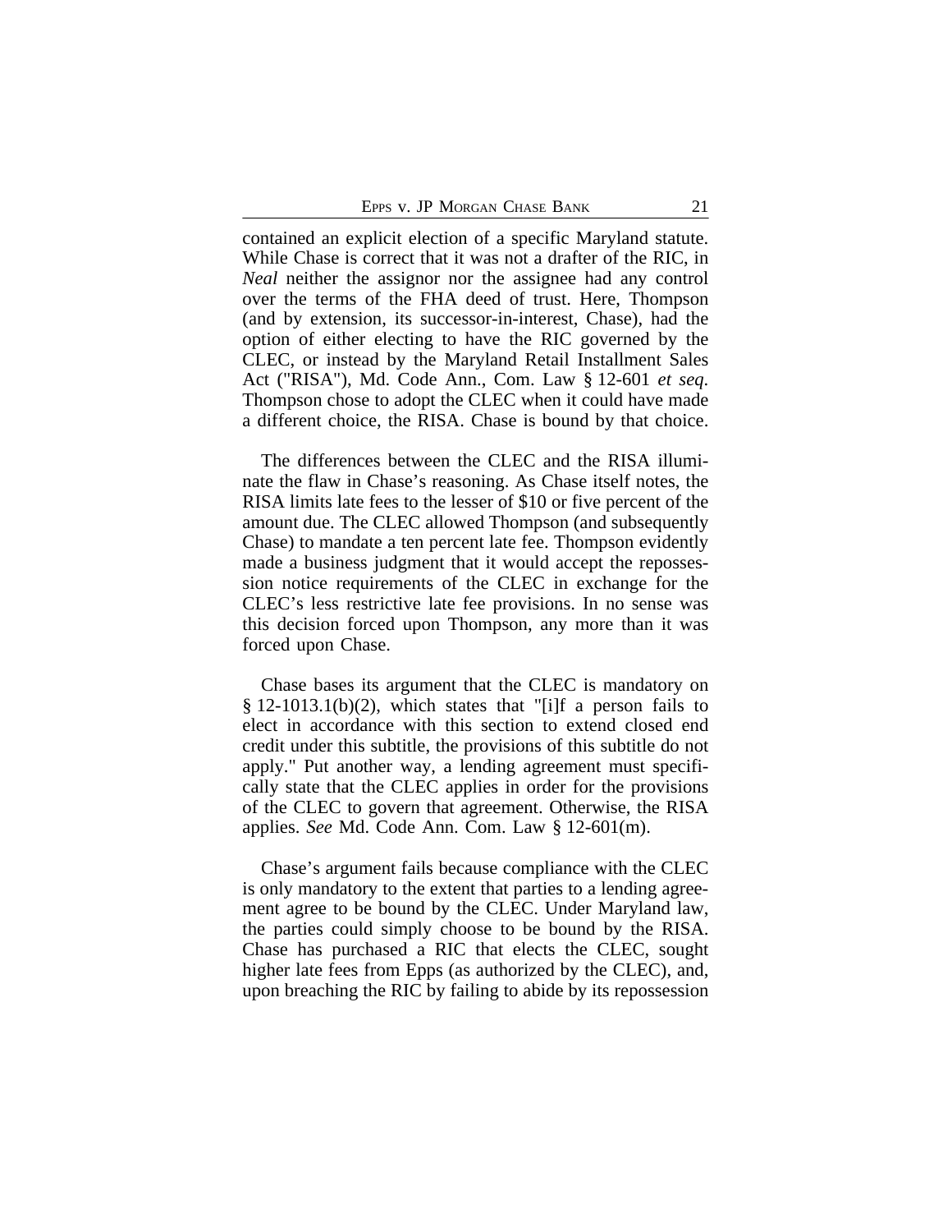contained an explicit election of a specific Maryland statute. While Chase is correct that it was not a drafter of the RIC, in *Neal* neither the assignor nor the assignee had any control over the terms of the FHA deed of trust. Here, Thompson (and by extension, its successor-in-interest, Chase), had the option of either electing to have the RIC governed by the CLEC, or instead by the Maryland Retail Installment Sales Act ("RISA"), Md. Code Ann., Com. Law § 12-601 *et seq*. Thompson chose to adopt the CLEC when it could have made a different choice, the RISA. Chase is bound by that choice.

The differences between the CLEC and the RISA illuminate the flaw in Chase's reasoning. As Chase itself notes, the RISA limits late fees to the lesser of $10 or five percent of the amount due. The CLEC allowed Thompson (and subsequently Chase) to mandate a ten percent late fee. Thompson evidently made a business judgment that it would accept the repossession notice requirements of the CLEC in exchange for the CLEC's less restrictive late fee provisions. In no sense was this decision forced upon Thompson, any more than it was forced upon Chase.

Chase bases its argument that the CLEC is mandatory on § 12-1013.1(b)(2), which states that "[i]f a person fails to elect in accordance with this section to extend closed end credit under this subtitle, the provisions of this subtitle do not apply." Put another way, a lending agreement must specifically state that the CLEC applies in order for the provisions of the CLEC to govern that agreement. Otherwise, the RISA applies. *See* Md. Code Ann. Com. Law § 12-601(m).

Chase's argument fails because compliance with the CLEC is only mandatory to the extent that parties to a lending agreement agree to be bound by the CLEC. Under Maryland law, the parties could simply choose to be bound by the RISA. Chase has purchased a RIC that elects the CLEC, sought higher late fees from Epps (as authorized by the CLEC), and, upon breaching the RIC by failing to abide by its repossession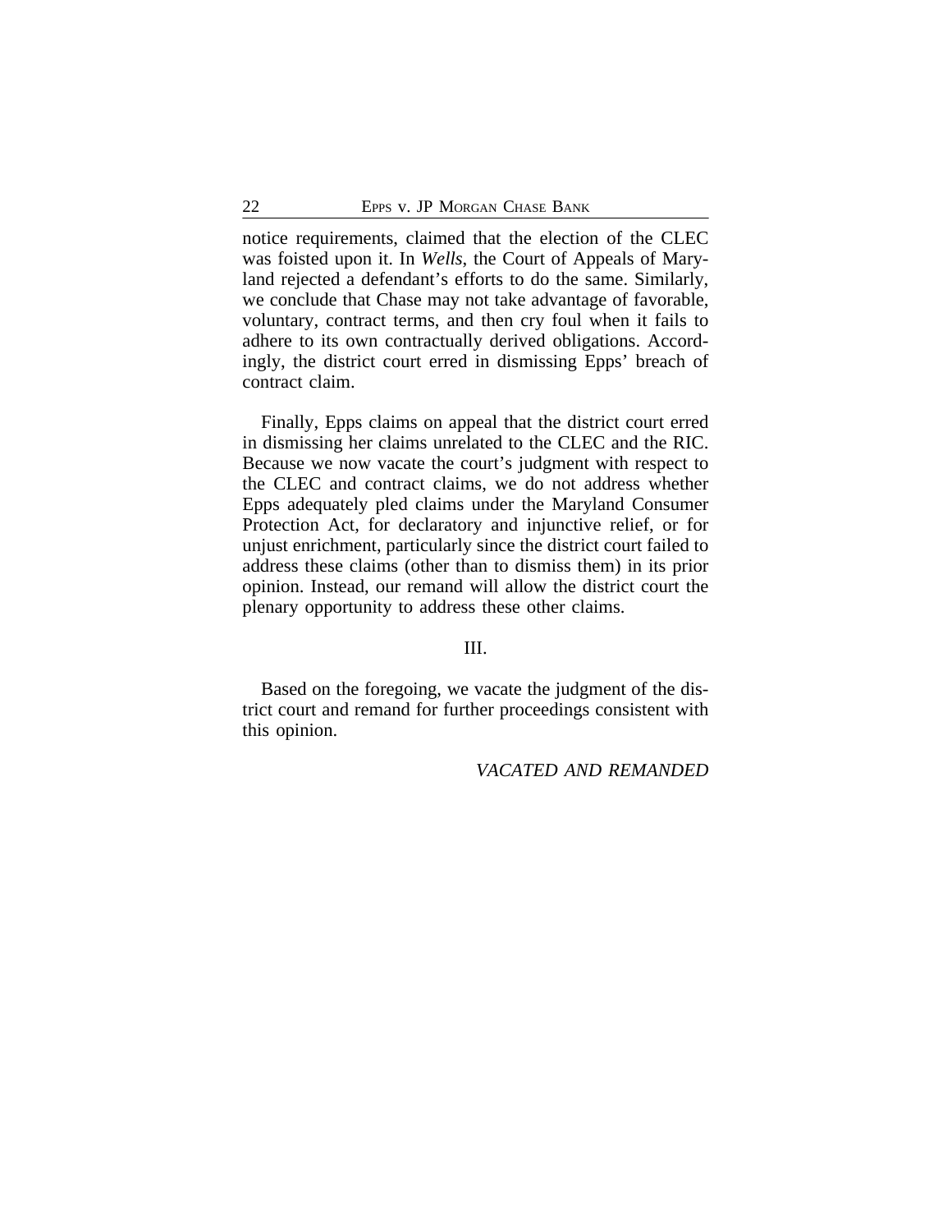notice requirements, claimed that the election of the CLEC was foisted upon it. In *Wells*, the Court of Appeals of Maryland rejected a defendant's efforts to do the same. Similarly, we conclude that Chase may not take advantage of favorable, voluntary, contract terms, and then cry foul when it fails to adhere to its own contractually derived obligations. Accordingly, the district court erred in dismissing Epps' breach of contract claim.

Finally, Epps claims on appeal that the district court erred in dismissing her claims unrelated to the CLEC and the RIC. Because we now vacate the court's judgment with respect to the CLEC and contract claims, we do not address whether Epps adequately pled claims under the Maryland Consumer Protection Act, for declaratory and injunctive relief, or for unjust enrichment, particularly since the district court failed to address these claims (other than to dismiss them) in its prior opinion. Instead, our remand will allow the district court the plenary opportunity to address these other claims.

## III.

Based on the foregoing, we vacate the judgment of the district court and remand for further proceedings consistent with this opinion.

*VACATED AND REMANDED*